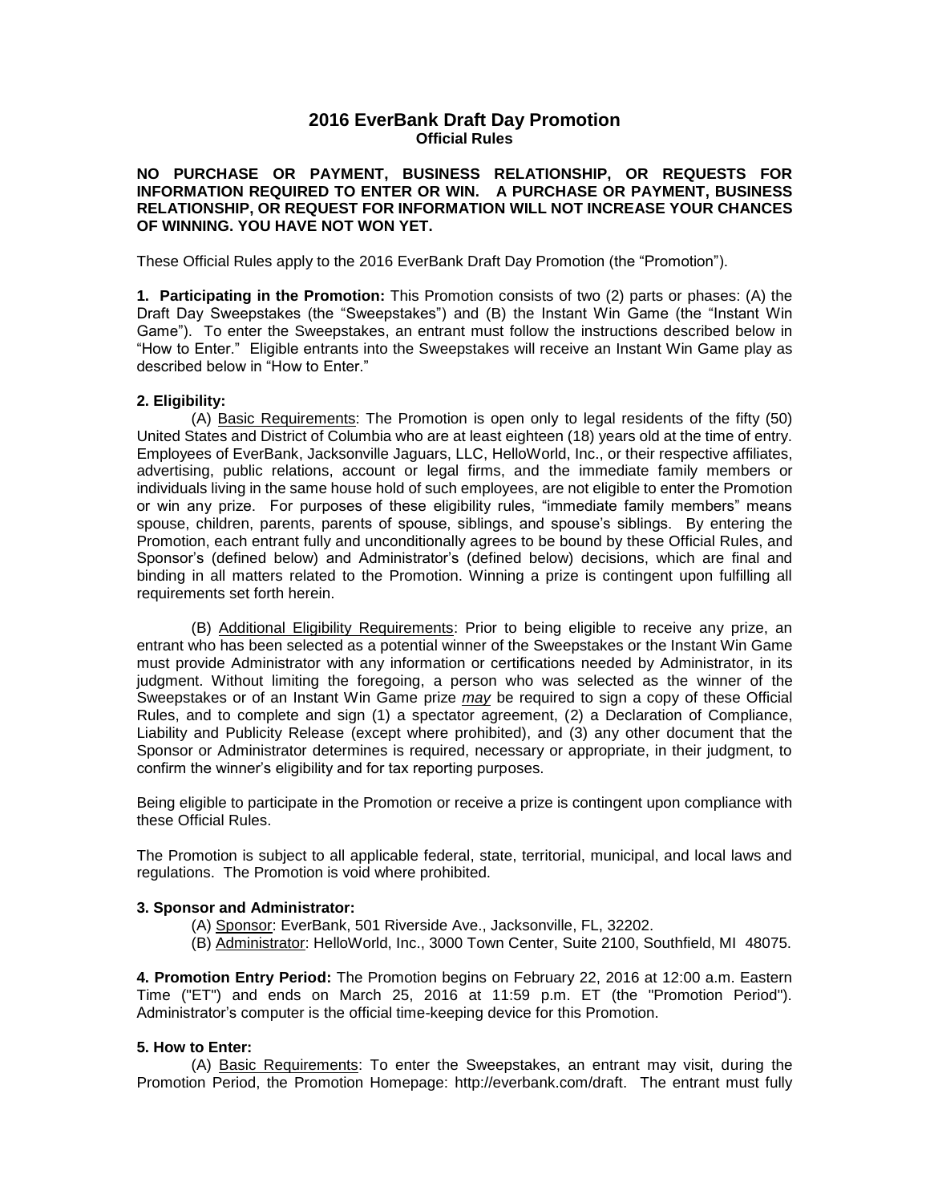# 2016 EverBank Draft Day Promotion

## Official Rules

**NO PURCHASE OR PAYMENT, BUSINESS RELATIONSHIP, OR REQUESTS FOR INFORMATION REQUIRED TO ENTER OR WIN. A PURCHASE OR PAYMENT, BUSINESS RELATIONSHIP, OR REQUEST FOR INFORMATION WILL NOT INCREASE YOUR CHANCES OF WINNING. YOU HAVE NOT WON YET.**

These Official Rules apply to the 2016 EverBank Draft Day Promotion (the "Promotion").

**1. Participating in the Promotion:** This Promotion consists of two (2) parts or phases: (A) the Draft Day Sweepstakes (the "Sweepstakes") and (B) the Instant Win Game (the "Instant Win Game"). To enter the Sweepstakes, an entrant must follow the instructions described below in "How to Enter." Eligible entrants into the Sweepstakes will receive an Instant Win Game play as described below in "How to Enter."

**2. Eligibility:**

(A) Basic Requirements: The Promotion is open only to legal residents of the fifty (50) United States and District of Columbia who are at least eighteen (18) years old at the time of entry. Employees of EverBank, Jacksonville Jaguars, LLC, HelloWorld, Inc., or their respective affiliates, advertising, public relations, account or legal firms, and the immediate family members or individuals living in the same house hold of such employees, are not eligible to enter the Promotion or win any prize. For purposes of these eligibility rules, "immediate family members" means spouse, children, parents, parents of spouse, siblings, and spouse's siblings. By entering the Promotion, each entrant fully and unconditionally agrees to be bound by these Official Rules, and Sponsor's (defined below) and Administrator's (defined below) decisions, which are final and binding in all matters related to the Promotion. Winning a prize is contingent upon fulfilling all requirements set forth herein.

(B) Additional Eligibility Requirements: Prior to being eligible to receive any prize, an entrant who has been selected as a potential winner of the Sweepstakes or the Instant Win Game must provide Administrator with any information or certifications needed by Administrator, in its judgment. Without limiting the foregoing, a person who was selected as the winner of the Sweepstakes or of an Instant Win Game prize *may* be required to sign a copy of these Official Rules, and to complete and sign (1) a spectator agreement, (2) a Declaration of Compliance, Liability and Publicity Release (except where prohibited), and (3) any other document that the Sponsor or Administrator determines is required, necessary or appropriate, in their judgment, to confirm the winner's eligibility and for tax reporting purposes.

Being eligible to participate in the Promotion or receive a prize is contingent upon compliance with these Official Rules.

The Promotion is subject to all applicable federal, state, territorial, municipal, and local laws and regulations. The Promotion is void where prohibited.

**3. Sponsor and Administrator:**

(A) Sponsor: EverBank, 501 Riverside Ave., Jacksonville, FL, 32202.

(B) Administrator: HelloWorld, Inc., 3000 Town Center, Suite 2100, Southfield, MI 48075.

**4. Promotion Entry Period:** The Promotion begins on February 22, 2016 at 12:00 a.m. Eastern Time ("ET") and ends on March 25, 2016 at 11:59 p.m. ET (the "Promotion Period"). Administrator's computer is the official time-keeping device for this Promotion.

**5. How to Enter:**

(A) Basic Requirements: To enter the Sweepstakes, an entrant may visit, during the Promotion Period, the Promotion Homepage: http://everbank.com/draft. The entrant must fully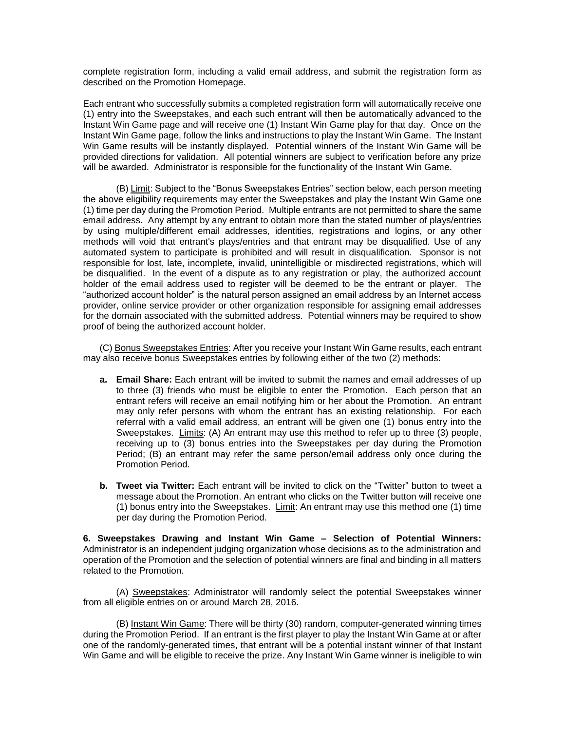complete registration form, including a valid email address, and submit the registration form as described on the Promotion Homepage.

Each entrant who successfully submits a completed registration form will automatically receive one (1) entry into the Sweepstakes, and each such entrant will then be automatically advanced to the Instant Win Game page and will receive one (1) Instant Win Game play for that day. Once on the Instant Win Game page, follow the links and instructions to play the Instant Win Game. The Instant Win Game results will be instantly displayed. Potential winners of the Instant Win Game will be provided directions for validation. All potential winners are subject to verification before any prize will be awarded. Administrator is responsible for the functionality of the Instant Win Game.

(B) Limit: Subject to the "Bonus Sweepstakes Entries" section below, each person meeting the above eligibility requirements may enter the Sweepstakes and play the Instant Win Game one (1) time per day during the Promotion Period. Multiple entrants are not permitted to share the same email address. Any attempt by any entrant to obtain more than the stated number of plays/entries by using multiple/different email addresses, identities, registrations and logins, or any other methods will void that entrant's plays/entries and that entrant may be disqualified. Use of any automated system to participate is prohibited and will result in disqualification. Sponsor is not responsible for lost, late, incomplete, invalid, unintelligible or misdirected registrations, which will be disqualified. In the event of a dispute as to any registration or play, the authorized account holder of the email address used to register will be deemed to be the entrant or player. The "authorized account holder" is the natural person assigned an email address by an Internet access provider, online service provider or other organization responsible for assigning email addresses for the domain associated with the submitted address. Potential winners may be required to show proof of being the authorized account holder.

(C) Bonus Sweepstakes Entries: After you receive your Instant Win Game results, each entrant may also receive bonus Sweepstakes entries by following either of the two (2) methods:

a. **Email Share:** Each entrant will be invited to submit the names and email addresses of up to three (3) friends who must be eligible to enter the Promotion. Each person that an entrant refers will receive an email notifying him or her about the Promotion. An entrant may only refer persons with whom the entrant has an existing relationship. For each referral with a valid email address, an entrant will be given one (1) bonus entry into the Sweepstakes. Limits: (A) An entrant may use this method to refer up to three (3) people, receiving up to (3) bonus entries into the Sweepstakes per day during the Promotion Period; (B) an entrant may refer the same person/email address only once during the Promotion Period.

b. **Tweet via Twitter:** Each entrant will be invited to click on the "Twitter" button to tweet a message about the Promotion. An entrant who clicks on the Twitter button will receive one (1) bonus entry into the Sweepstakes. Limit: An entrant may use this method one (1) time per day during the Promotion Period.

**6. Sweepstakes Drawing and Instant Win Game – Selection of Potential Winners:** Administrator is an independent judging organization whose decisions as to the administration and operation of the Promotion and the selection of potential winners are final and binding in all matters related to the Promotion.

(A) Sweepstakes: Administrator will randomly select the potential Sweepstakes winner from all eligible entries on or around March 28, 2016.

(B) Instant Win Game: There will be thirty (30) random, computer-generated winning times during the Promotion Period. If an entrant is the first player to play the Instant Win Game at or after one of the randomly-generated times, that entrant will be a potential instant winner of that Instant Win Game and will be eligible to receive the prize. Any Instant Win Game winner is ineligible to win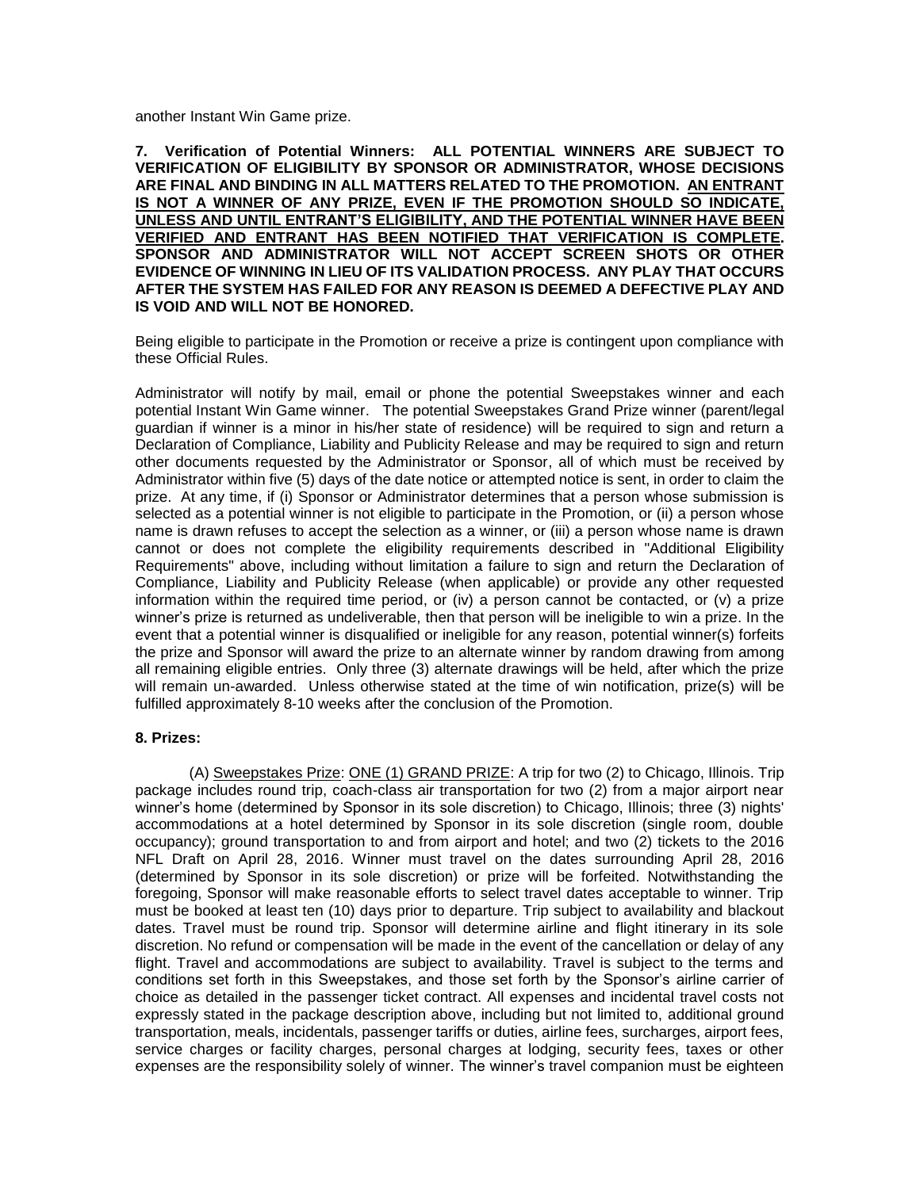another Instant Win Game prize.

**7. Verification of Potential Winners: ALL POTENTIAL WINNERS ARE SUBJECT TO VERIFICATION OF ELIGIBILITY BY SPONSOR OR ADMINISTRATOR, WHOSE DECISIONS ARE FINAL AND BINDING IN ALL MATTERS RELATED TO THE PROMOTION. AN ENTRANT IS NOT A WINNER OF ANY PRIZE, EVEN IF THE PROMOTION SHOULD SO INDICATE, UNLESS AND UNTIL ENTRANT'S ELIGIBILITY, AND THE POTENTIAL WINNER HAVE BEEN VERIFIED AND ENTRANT HAS BEEN NOTIFIED THAT VERIFICATION IS COMPLETE. SPONSOR AND ADMINISTRATOR WILL NOT ACCEPT SCREEN SHOTS OR OTHER EVIDENCE OF WINNING IN LIEU OF ITS VALIDATION PROCESS. ANY PLAY THAT OCCURS AFTER THE SYSTEM HAS FAILED FOR ANY REASON IS DEEMED A DEFECTIVE PLAY AND IS VOID AND WILL NOT BE HONORED.**

Being eligible to participate in the Promotion or receive a prize is contingent upon compliance with these Official Rules.

Administrator will notify by mail, email or phone the potential Sweepstakes winner and each potential Instant Win Game winner. The potential Sweepstakes Grand Prize winner (parent/legal guardian if winner is a minor in his/her state of residence) will be required to sign and return a Declaration of Compliance, Liability and Publicity Release and may be required to sign and return other documents requested by the Administrator or Sponsor, all of which must be received by Administrator within five (5) days of the date notice or attempted notice is sent, in order to claim the prize. At any time, if (i) Sponsor or Administrator determines that a person whose submission is selected as a potential winner is not eligible to participate in the Promotion, or (ii) a person whose name is drawn refuses to accept the selection as a winner, or (iii) a person whose name is drawn cannot or does not complete the eligibility requirements described in "Additional Eligibility Requirements" above, including without limitation a failure to sign and return the Declaration of Compliance, Liability and Publicity Release (when applicable) or provide any other requested information within the required time period, or (iv) a person cannot be contacted, or (v) a prize winner's prize is returned as undeliverable, then that person will be ineligible to win a prize. In the event that a potential winner is disqualified or ineligible for any reason, potential winner(s) forfeits the prize and Sponsor will award the prize to an alternate winner by random drawing from among all remaining eligible entries. Only three (3) alternate drawings will be held, after which the prize will remain un-awarded. Unless otherwise stated at the time of win notification, prize(s) will be fulfilled approximately 8-10 weeks after the conclusion of the Promotion.

**8. Prizes:**

(A) Sweepstakes Prize: ONE (1) GRAND PRIZE: A trip for two (2) to Chicago, Illinois. Trip package includes round trip, coach-class air transportation for two (2) from a major airport near winner's home (determined by Sponsor in its sole discretion) to Chicago, Illinois; three (3) nights' accommodations at a hotel determined by Sponsor in its sole discretion (single room, double occupancy); ground transportation to and from airport and hotel; and two (2) tickets to the 2016 NFL Draft on April 28, 2016. Winner must travel on the dates surrounding April 28, 2016 (determined by Sponsor in its sole discretion) or prize will be forfeited. Notwithstanding the foregoing, Sponsor will make reasonable efforts to select travel dates acceptable to winner. Trip must be booked at least ten (10) days prior to departure. Trip subject to availability and blackout dates. Travel must be round trip. Sponsor will determine airline and flight itinerary in its sole discretion. No refund or compensation will be made in the event of the cancellation or delay of any flight. Travel and accommodations are subject to availability. Travel is subject to the terms and conditions set forth in this Sweepstakes, and those set forth by the Sponsor's airline carrier of choice as detailed in the passenger ticket contract. All expenses and incidental travel costs not expressly stated in the package description above, including but not limited to, additional ground transportation, meals, incidentals, passenger tariffs or duties, airline fees, surcharges, airport fees, service charges or facility charges, personal charges at lodging, security fees, taxes or other expenses are the responsibility solely of winner. The winner's travel companion must be eighteen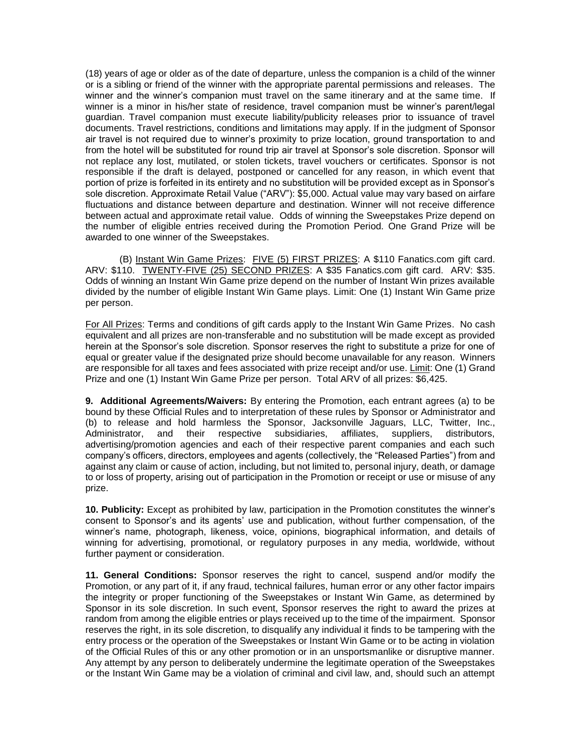(18) years of age or older as of the date of departure, unless the companion is a child of the winner or is a sibling or friend of the winner with the appropriate parental permissions and releases. The winner and the winner's companion must travel on the same itinerary and at the same time. If winner is a minor in his/her state of residence, travel companion must be winner's parent/legal guardian. Travel companion must execute liability/publicity releases prior to issuance of travel documents. Travel restrictions, conditions and limitations may apply. If in the judgment of Sponsor air travel is not required due to winner's proximity to prize location, ground transportation to and from the hotel will be substituted for round trip air travel at Sponsor's sole discretion. Sponsor will not replace any lost, mutilated, or stolen tickets, travel vouchers or certificates. Sponsor is not responsible if the draft is delayed, postponed or cancelled for any reason, in which event that portion of prize is forfeited in its entirety and no substitution will be provided except as in Sponsor's sole discretion. Approximate Retail Value ("ARV"): $5,000. Actual value may vary based on airfare fluctuations and distance between departure and destination. Winner will not receive difference between actual and approximate retail value. Odds of winning the Sweepstakes Prize depend on the number of eligible entries received during the Promotion Period. One Grand Prize will be awarded to one winner of the Sweepstakes.

(B) Instant Win Game Prizes: FIVE (5) FIRST PRIZES: A $110 Fanatics.com gift card. ARV: $110. TWENTY-FIVE (25) SECOND PRIZES: A $35 Fanatics.com gift card. ARV: $35. Odds of winning an Instant Win Game prize depend on the number of Instant Win prizes available divided by the number of eligible Instant Win Game plays. Limit: One (1) Instant Win Game prize per person.

For All Prizes: Terms and conditions of gift cards apply to the Instant Win Game Prizes. No cash equivalent and all prizes are non-transferable and no substitution will be made except as provided herein at the Sponsor's sole discretion. Sponsor reserves the right to substitute a prize for one of equal or greater value if the designated prize should become unavailable for any reason. Winners are responsible for all taxes and fees associated with prize receipt and/or use. Limit: One (1) Grand Prize and one (1) Instant Win Game Prize per person. Total ARV of all prizes: $6,425.

**9. Additional Agreements/Waivers:** By entering the Promotion, each entrant agrees (a) to be bound by these Official Rules and to interpretation of these rules by Sponsor or Administrator and (b) to release and hold harmless the Sponsor, Jacksonville Jaguars, LLC, Twitter, Inc., Administrator, and their respective subsidiaries, affiliates, suppliers, distributors, advertising/promotion agencies and each of their respective parent companies and each such company's officers, directors, employees and agents (collectively, the "Released Parties") from and against any claim or cause of action, including, but not limited to, personal injury, death, or damage to or loss of property, arising out of participation in the Promotion or receipt or use or misuse of any prize.

**10. Publicity:** Except as prohibited by law, participation in the Promotion constitutes the winner's consent to Sponsor's and its agents' use and publication, without further compensation, of the winner's name, photograph, likeness, voice, opinions, biographical information, and details of winning for advertising, promotional, or regulatory purposes in any media, worldwide, without further payment or consideration.

**11. General Conditions:** Sponsor reserves the right to cancel, suspend and/or modify the Promotion, or any part of it, if any fraud, technical failures, human error or any other factor impairs the integrity or proper functioning of the Sweepstakes or Instant Win Game, as determined by Sponsor in its sole discretion. In such event, Sponsor reserves the right to award the prizes at random from among the eligible entries or plays received up to the time of the impairment. Sponsor reserves the right, in its sole discretion, to disqualify any individual it finds to be tampering with the entry process or the operation of the Sweepstakes or Instant Win Game or to be acting in violation of the Official Rules of this or any other promotion or in an unsportsmanlike or disruptive manner. Any attempt by any person to deliberately undermine the legitimate operation of the Sweepstakes or the Instant Win Game may be a violation of criminal and civil law, and, should such an attempt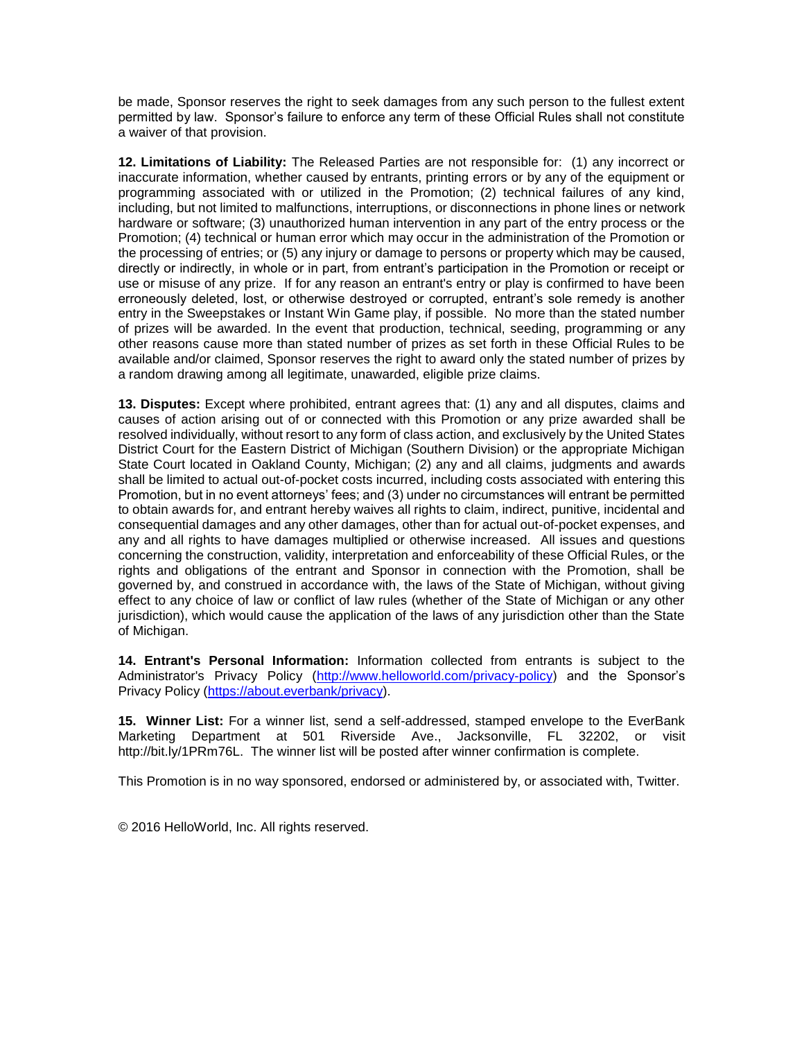be made, Sponsor reserves the right to seek damages from any such person to the fullest extent permitted by law. Sponsor's failure to enforce any term of these Official Rules shall not constitute a waiver of that provision.

**12. Limitations of Liability:** The Released Parties are not responsible for: (1) any incorrect or inaccurate information, whether caused by entrants, printing errors or by any of the equipment or programming associated with or utilized in the Promotion; (2) technical failures of any kind, including, but not limited to malfunctions, interruptions, or disconnections in phone lines or network hardware or software; (3) unauthorized human intervention in any part of the entry process or the Promotion; (4) technical or human error which may occur in the administration of the Promotion or the processing of entries; or (5) any injury or damage to persons or property which may be caused, directly or indirectly, in whole or in part, from entrant's participation in the Promotion or receipt or use or misuse of any prize. If for any reason an entrant's entry or play is confirmed to have been erroneously deleted, lost, or otherwise destroyed or corrupted, entrant's sole remedy is another entry in the Sweepstakes or Instant Win Game play, if possible. No more than the stated number of prizes will be awarded. In the event that production, technical, seeding, programming or any other reasons cause more than stated number of prizes as set forth in these Official Rules to be available and/or claimed, Sponsor reserves the right to award only the stated number of prizes by a random drawing among all legitimate, unawarded, eligible prize claims.

**13. Disputes:** Except where prohibited, entrant agrees that: (1) any and all disputes, claims and causes of action arising out of or connected with this Promotion or any prize awarded shall be resolved individually, without resort to any form of class action, and exclusively by the United States District Court for the Eastern District of Michigan (Southern Division) or the appropriate Michigan State Court located in Oakland County, Michigan; (2) any and all claims, judgments and awards shall be limited to actual out-of-pocket costs incurred, including costs associated with entering this Promotion, but in no event attorneys' fees; and (3) under no circumstances will entrant be permitted to obtain awards for, and entrant hereby waives all rights to claim, indirect, punitive, incidental and consequential damages and any other damages, other than for actual out-of-pocket expenses, and any and all rights to have damages multiplied or otherwise increased. All issues and questions concerning the construction, validity, interpretation and enforceability of these Official Rules, or the rights and obligations of the entrant and Sponsor in connection with the Promotion, shall be governed by, and construed in accordance with, the laws of the State of Michigan, without giving effect to any choice of law or conflict of law rules (whether of the State of Michigan or any other jurisdiction), which would cause the application of the laws of any jurisdiction other than the State of Michigan.

**14. Entrant's Personal Information:** Information collected from entrants is subject to the Administrator's Privacy Policy (http://www.helloworld.com/privacy-policy) and the Sponsor's Privacy Policy (https://about.everbank/privacy).

**15. Winner List:** For a winner list, send a self-addressed, stamped envelope to the EverBank Marketing Department at 501 Riverside Ave., Jacksonville, FL 32202, or visit http://bit.ly/1PRm76L. The winner list will be posted after winner confirmation is complete.

This Promotion is in no way sponsored, endorsed or administered by, or associated with, Twitter.

© 2016 HelloWorld, Inc. All rights reserved.